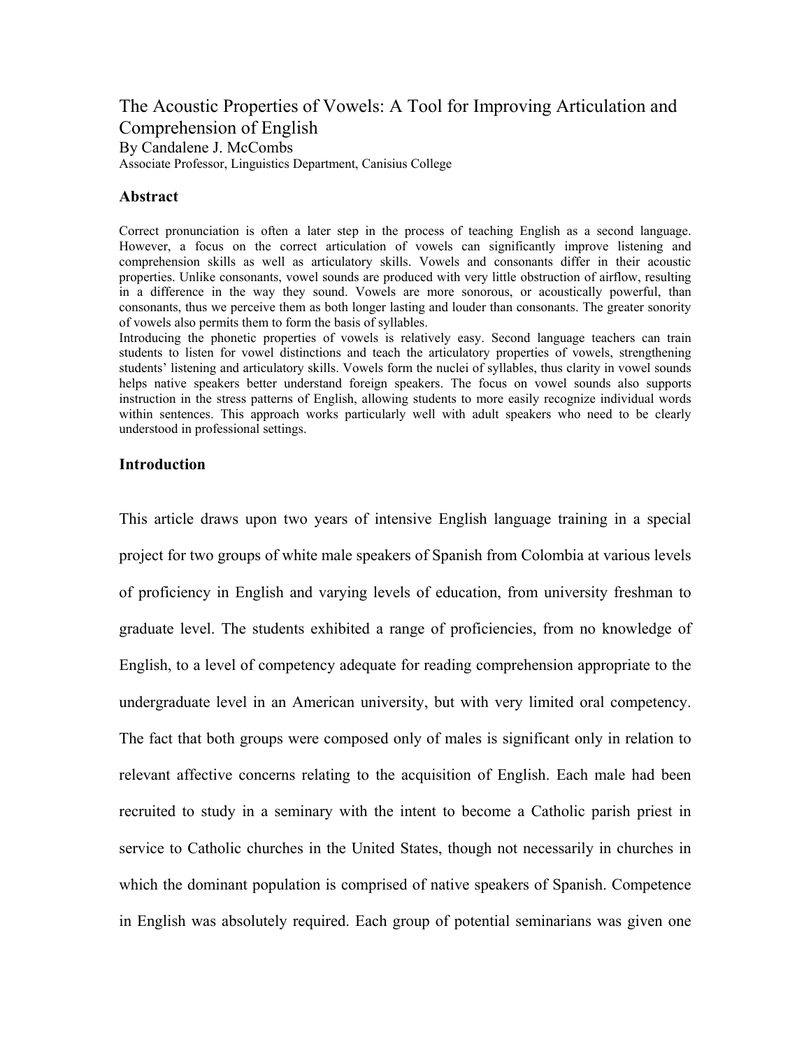# The Acoustic Properties of Vowels: A Tool for Improving Articulation and Comprehension of English

By Candalene J. McCombs

Associate Professor, Linguistics Department, Canisius College

## Abstract

Correct pronunciation is often a later step in the process of teaching English as a second language. However, a focus on the correct articulation of vowels can significantly improve listening and comprehension skills as well as articulatory skills. Vowels and consonants differ in their acoustic properties. Unlike consonants, vowel sounds are produced with very little obstruction of airflow, resulting in a difference in the way they sound. Vowels are more sonorous, or acoustically powerful, than consonants, thus we perceive them as both longer lasting and louder than consonants. The greater sonority of vowels also permits them to form the basis of syllables.

Introducing the phonetic properties of vowels is relatively easy. Second language teachers can train students to listen for vowel distinctions and teach the articulatory properties of vowels, strengthening students' listening and articulatory skills. Vowels form the nuclei of syllables, thus clarity in vowel sounds helps native speakers better understand foreign speakers. The focus on vowel sounds also supports instruction in the stress patterns of English, allowing students to more easily recognize individual words within sentences. This approach works particularly well with adult speakers who need to be clearly understood in professional settings.

## Introduction

This article draws upon two years of intensive English language training in a special project for two groups of white male speakers of Spanish from Colombia at various levels of proficiency in English and varying levels of education, from university freshman to graduate level. The students exhibited a range of proficiencies, from no knowledge of English, to a level of competency adequate for reading comprehension appropriate to the undergraduate level in an American university, but with very limited oral competency. The fact that both groups were composed only of males is significant only in relation to relevant affective concerns relating to the acquisition of English. Each male had been recruited to study in a seminary with the intent to become a Catholic parish priest in service to Catholic churches in the United States, though not necessarily in churches in which the dominant population is comprised of native speakers of Spanish. Competence in English was absolutely required. Each group of potential seminarians was given one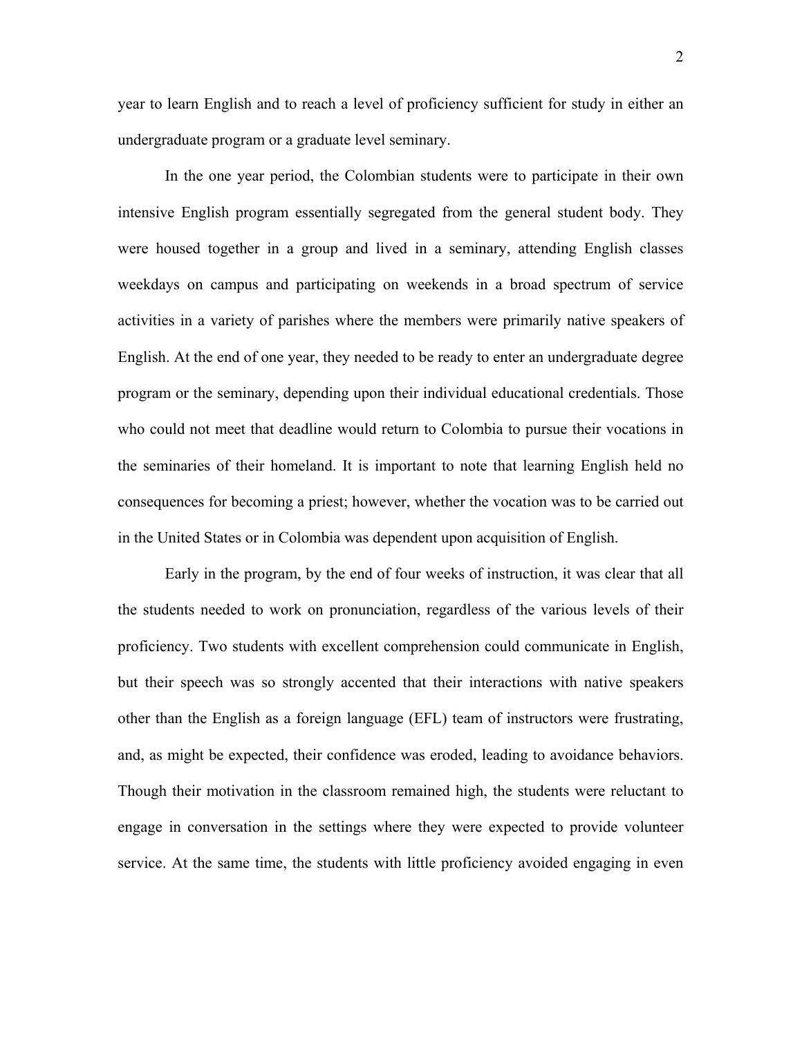year to learn English and to reach a level of proficiency sufficient for study in either an undergraduate program or a graduate level seminary.

In the one year period, the Colombian students were to participate in their own intensive English program essentially segregated from the general student body. They were housed together in a group and lived in a seminary, attending English classes weekdays on campus and participating on weekends in a broad spectrum of service activities in a variety of parishes where the members were primarily native speakers of English. At the end of one year, they needed to be ready to enter an undergraduate degree program or the seminary, depending upon their individual educational credentials. Those who could not meet that deadline would return to Colombia to pursue their vocations in the seminaries of their homeland. It is important to note that learning English held no consequences for becoming a priest; however, whether the vocation was to be carried out in the United States or in Colombia was dependent upon acquisition of English.

Early in the program, by the end of four weeks of instruction, it was clear that all the students needed to work on pronunciation, regardless of the various levels of their proficiency. Two students with excellent comprehension could communicate in English, but their speech was so strongly accented that their interactions with native speakers other than the English as a foreign language (EFL) team of instructors were frustrating, and, as might be expected, their confidence was eroded, leading to avoidance behaviors. Though their motivation in the classroom remained high, the students were reluctant to engage in conversation in the settings where they were expected to provide volunteer service. At the same time, the students with little proficiency avoided engaging in even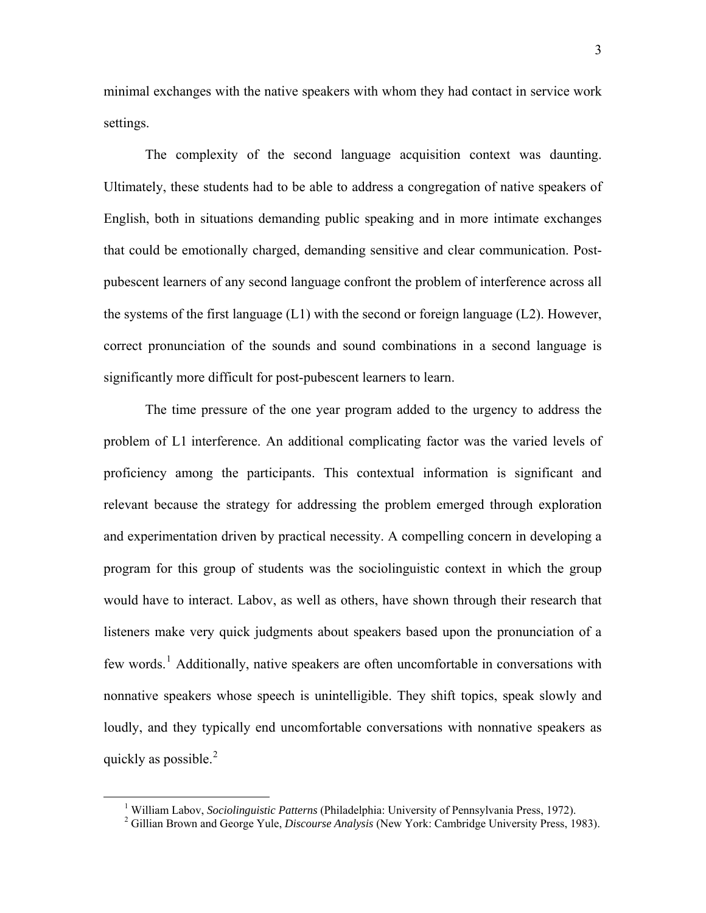minimal exchanges with the native speakers with whom they had contact in service work settings.

The complexity of the second language acquisition context was daunting. Ultimately, these students had to be able to address a congregation of native speakers of English, both in situations demanding public speaking and in more intimate exchanges that could be emotionally charged, demanding sensitive and clear communication. Post-pubescent learners of any second language confront the problem of interference across all the systems of the first language (L1) with the second or foreign language (L2). However, correct pronunciation of the sounds and sound combinations in a second language is significantly more difficult for post-pubescent learners to learn.

The time pressure of the one year program added to the urgency to address the problem of L1 interference. An additional complicating factor was the varied levels of proficiency among the participants. This contextual information is significant and relevant because the strategy for addressing the problem emerged through exploration and experimentation driven by practical necessity. A compelling concern in developing a program for this group of students was the sociolinguistic context in which the group would have to interact. Labov, as well as others, have shown through their research that listeners make very quick judgments about speakers based upon the pronunciation of a few words.[1] Additionally, native speakers are often uncomfortable in conversations with nonnative speakers whose speech is unintelligible. They shift topics, speak slowly and loudly, and they typically end uncomfortable conversations with nonnative speakers as quickly as possible.[2]

---

[1] William Labov, *Sociolinguistic Patterns* (Philadelphia: University of Pennsylvania Press, 1972).

[2] Gillian Brown and George Yule, *Discourse Analysis* (New York: Cambridge University Press, 1983).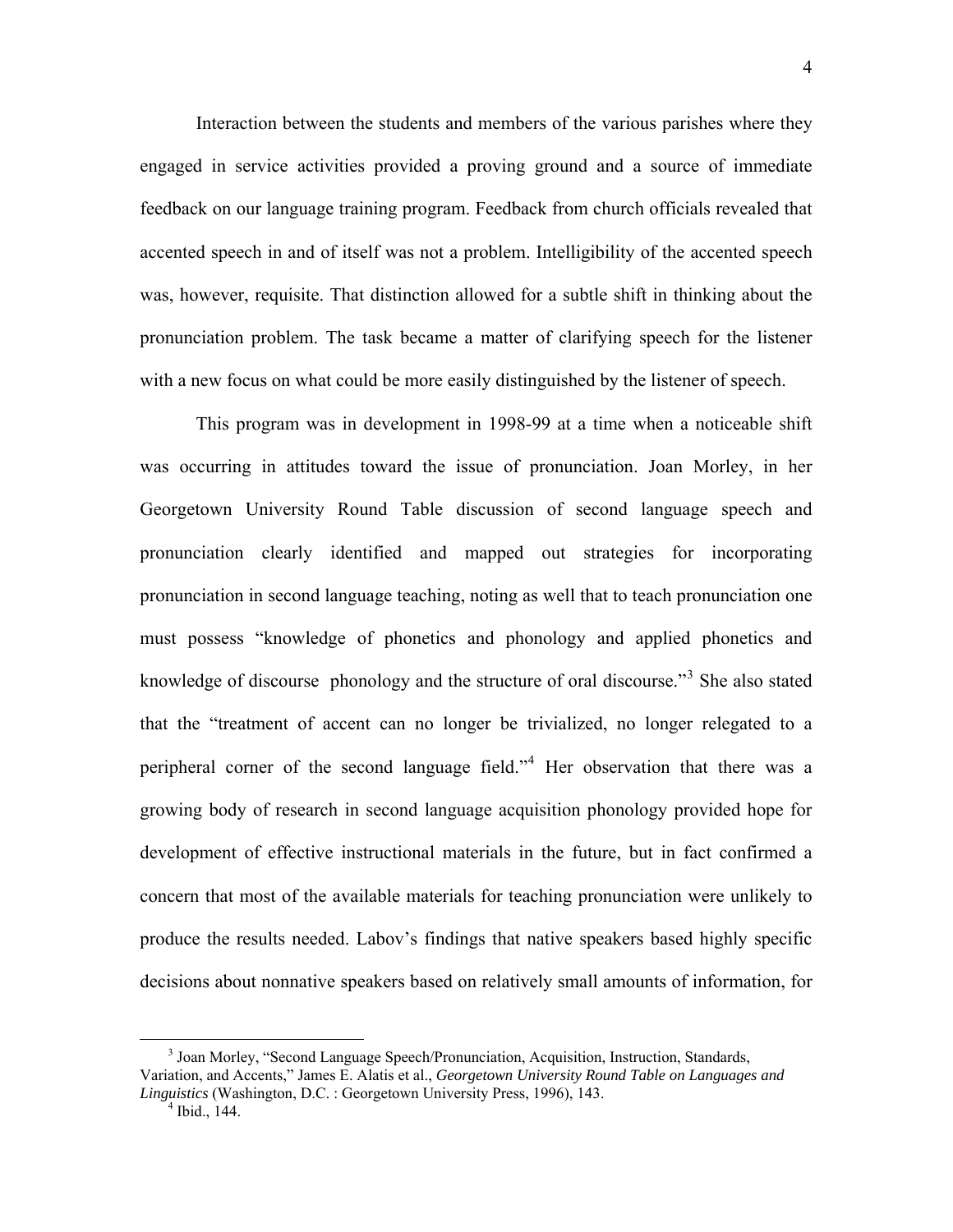Interaction between the students and members of the various parishes where they engaged in service activities provided a proving ground and a source of immediate feedback on our language training program. Feedback from church officials revealed that accented speech in and of itself was not a problem. Intelligibility of the accented speech was, however, requisite. That distinction allowed for a subtle shift in thinking about the pronunciation problem. The task became a matter of clarifying speech for the listener with a new focus on what could be more easily distinguished by the listener of speech.

This program was in development in 1998-99 at a time when a noticeable shift was occurring in attitudes toward the issue of pronunciation. Joan Morley, in her Georgetown University Round Table discussion of second language speech and pronunciation clearly identified and mapped out strategies for incorporating pronunciation in second language teaching, noting as well that to teach pronunciation one must possess "knowledge of phonetics and phonology and applied phonetics and knowledge of discourse phonology and the structure of oral discourse."[3] She also stated that the "treatment of accent can no longer be trivialized, no longer relegated to a peripheral corner of the second language field."[4] Her observation that there was a growing body of research in second language acquisition phonology provided hope for development of effective instructional materials in the future, but in fact confirmed a concern that most of the available materials for teaching pronunciation were unlikely to produce the results needed. Labov's findings that native speakers based highly specific decisions about nonnative speakers based on relatively small amounts of information, for

---

[3] Joan Morley, "Second Language Speech/Pronunciation, Acquisition, Instruction, Standards, Variation, and Accents," James E. Alatis et al., *Georgetown University Round Table on Languages and Linguistics* (Washington, D.C. : Georgetown University Press, 1996), 143.

[4] Ibid., 144.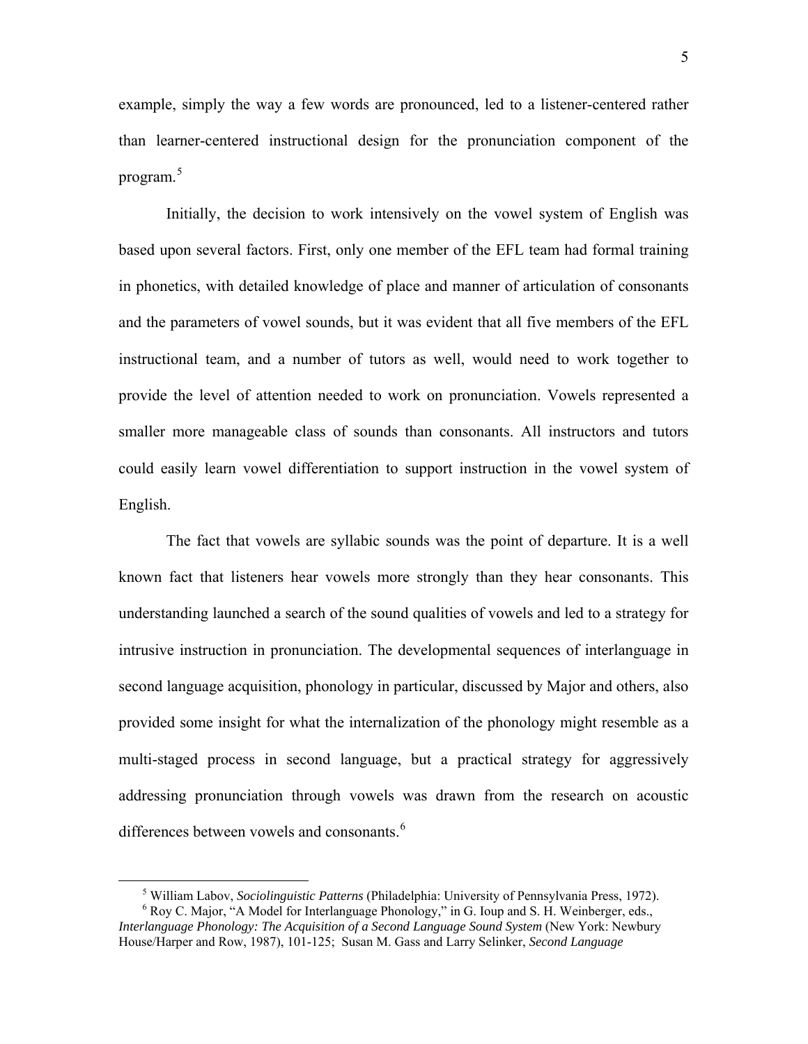example, simply the way a few words are pronounced, led to a listener-centered rather than learner-centered instructional design for the pronunciation component of the program.[5]

Initially, the decision to work intensively on the vowel system of English was based upon several factors. First, only one member of the EFL team had formal training in phonetics, with detailed knowledge of place and manner of articulation of consonants and the parameters of vowel sounds, but it was evident that all five members of the EFL instructional team, and a number of tutors as well, would need to work together to provide the level of attention needed to work on pronunciation. Vowels represented a smaller more manageable class of sounds than consonants. All instructors and tutors could easily learn vowel differentiation to support instruction in the vowel system of English.

The fact that vowels are syllabic sounds was the point of departure. It is a well known fact that listeners hear vowels more strongly than they hear consonants. This understanding launched a search of the sound qualities of vowels and led to a strategy for intrusive instruction in pronunciation. The developmental sequences of interlanguage in second language acquisition, phonology in particular, discussed by Major and others, also provided some insight for what the internalization of the phonology might resemble as a multi-staged process in second language, but a practical strategy for aggressively addressing pronunciation through vowels was drawn from the research on acoustic differences between vowels and consonants.[6]

---

[5] William Labov, *Sociolinguistic Patterns* (Philadelphia: University of Pennsylvania Press, 1972).

[6] Roy C. Major, "A Model for Interlanguage Phonology," in G. Ioup and S. H. Weinberger, eds., *Interlanguage Phonology: The Acquisition of a Second Language Sound System* (New York: Newbury House/Harper and Row, 1987), 101-125; Susan M. Gass and Larry Selinker, *Second Language*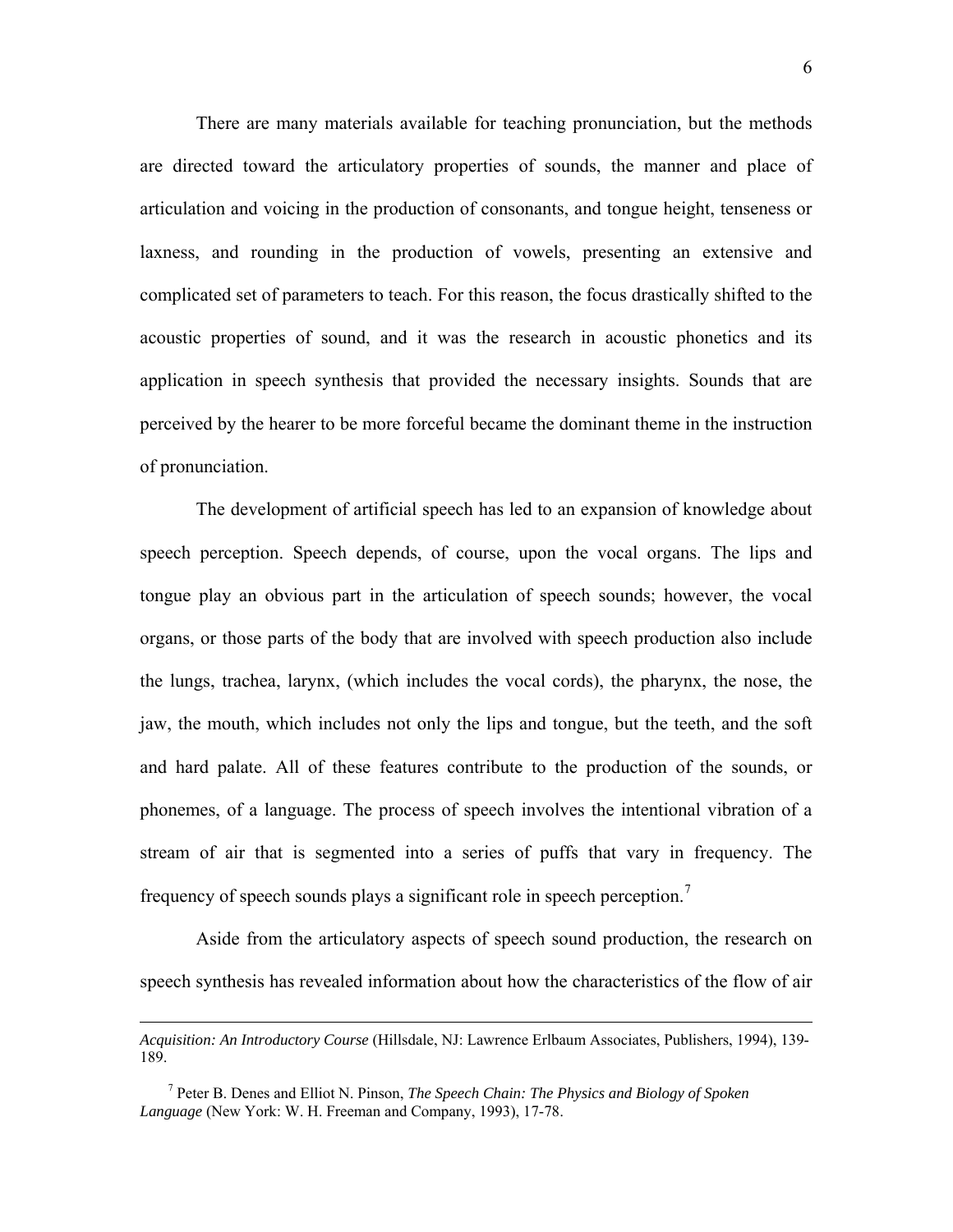There are many materials available for teaching pronunciation, but the methods are directed toward the articulatory properties of sounds, the manner and place of articulation and voicing in the production of consonants, and tongue height, tenseness or laxness, and rounding in the production of vowels, presenting an extensive and complicated set of parameters to teach. For this reason, the focus drastically shifted to the acoustic properties of sound, and it was the research in acoustic phonetics and its application in speech synthesis that provided the necessary insights. Sounds that are perceived by the hearer to be more forceful became the dominant theme in the instruction of pronunciation.

The development of artificial speech has led to an expansion of knowledge about speech perception. Speech depends, of course, upon the vocal organs. The lips and tongue play an obvious part in the articulation of speech sounds; however, the vocal organs, or those parts of the body that are involved with speech production also include the lungs, trachea, larynx, (which includes the vocal cords), the pharynx, the nose, the jaw, the mouth, which includes not only the lips and tongue, but the teeth, and the soft and hard palate. All of these features contribute to the production of the sounds, or phonemes, of a language. The process of speech involves the intentional vibration of a stream of air that is segmented into a series of puffs that vary in frequency. The frequency of speech sounds plays a significant role in speech perception.[7]

Aside from the articulatory aspects of speech sound production, the research on speech synthesis has revealed information about how the characteristics of the flow of air

---

*Acquisition: An Introductory Course* (Hillsdale, NJ: Lawrence Erlbaum Associates, Publishers, 1994), 139-189.

[7] Peter B. Denes and Elliot N. Pinson, *The Speech Chain: The Physics and Biology of Spoken Language* (New York: W. H. Freeman and Company, 1993), 17-78.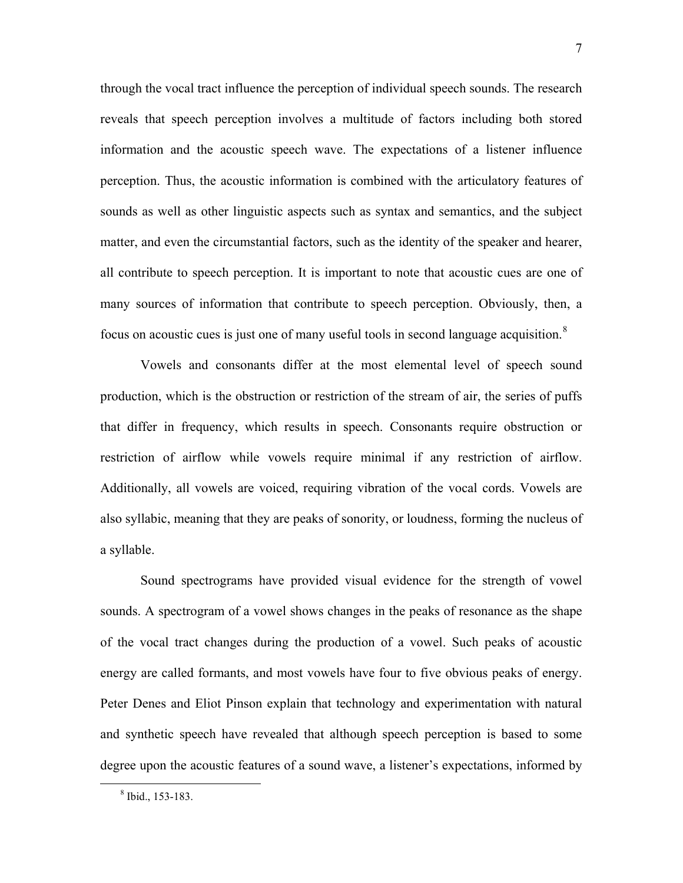through the vocal tract influence the perception of individual speech sounds. The research reveals that speech perception involves a multitude of factors including both stored information and the acoustic speech wave. The expectations of a listener influence perception. Thus, the acoustic information is combined with the articulatory features of sounds as well as other linguistic aspects such as syntax and semantics, and the subject matter, and even the circumstantial factors, such as the identity of the speaker and hearer, all contribute to speech perception. It is important to note that acoustic cues are one of many sources of information that contribute to speech perception. Obviously, then, a focus on acoustic cues is just one of many useful tools in second language acquisition.[8]

Vowels and consonants differ at the most elemental level of speech sound production, which is the obstruction or restriction of the stream of air, the series of puffs that differ in frequency, which results in speech. Consonants require obstruction or restriction of airflow while vowels require minimal if any restriction of airflow. Additionally, all vowels are voiced, requiring vibration of the vocal cords. Vowels are also syllabic, meaning that they are peaks of sonority, or loudness, forming the nucleus of a syllable.

Sound spectrograms have provided visual evidence for the strength of vowel sounds. A spectrogram of a vowel shows changes in the peaks of resonance as the shape of the vocal tract changes during the production of a vowel. Such peaks of acoustic energy are called formants, and most vowels have four to five obvious peaks of energy. Peter Denes and Eliot Pinson explain that technology and experimentation with natural and synthetic speech have revealed that although speech perception is based to some degree upon the acoustic features of a sound wave, a listener's expectations, informed by

[8] Ibid., 153-183.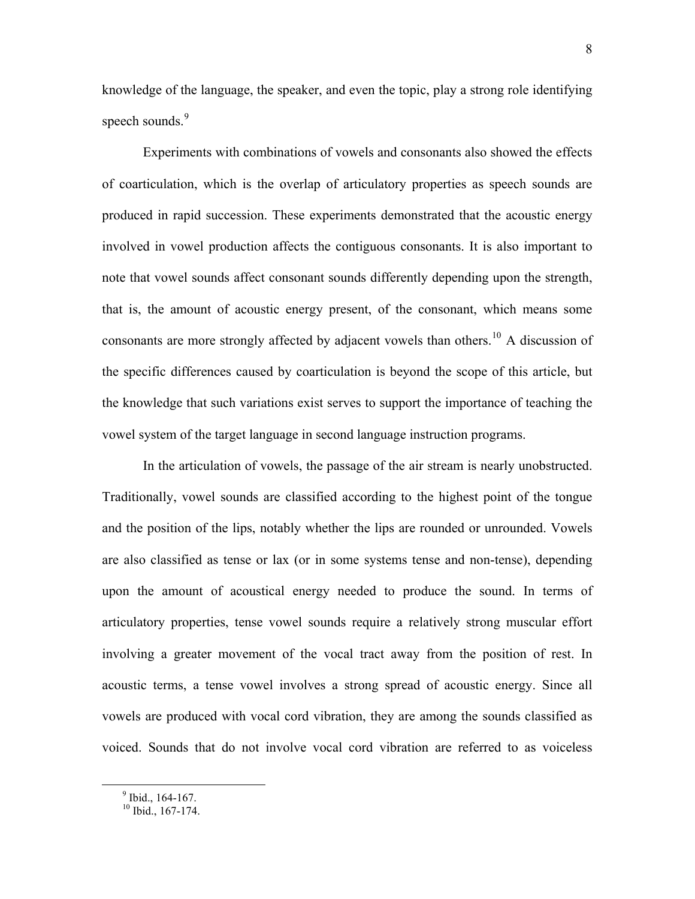knowledge of the language, the speaker, and even the topic, play a strong role identifying speech sounds.[9]

Experiments with combinations of vowels and consonants also showed the effects of coarticulation, which is the overlap of articulatory properties as speech sounds are produced in rapid succession. These experiments demonstrated that the acoustic energy involved in vowel production affects the contiguous consonants. It is also important to note that vowel sounds affect consonant sounds differently depending upon the strength, that is, the amount of acoustic energy present, of the consonant, which means some consonants are more strongly affected by adjacent vowels than others.[10] A discussion of the specific differences caused by coarticulation is beyond the scope of this article, but the knowledge that such variations exist serves to support the importance of teaching the vowel system of the target language in second language instruction programs.

In the articulation of vowels, the passage of the air stream is nearly unobstructed. Traditionally, vowel sounds are classified according to the highest point of the tongue and the position of the lips, notably whether the lips are rounded or unrounded. Vowels are also classified as tense or lax (or in some systems tense and non-tense), depending upon the amount of acoustical energy needed to produce the sound. In terms of articulatory properties, tense vowel sounds require a relatively strong muscular effort involving a greater movement of the vocal tract away from the position of rest. In acoustic terms, a tense vowel involves a strong spread of acoustic energy. Since all vowels are produced with vocal cord vibration, they are among the sounds classified as voiced. Sounds that do not involve vocal cord vibration are referred to as voiceless

---

[9] Ibid., 164-167.

[10] Ibid., 167-174.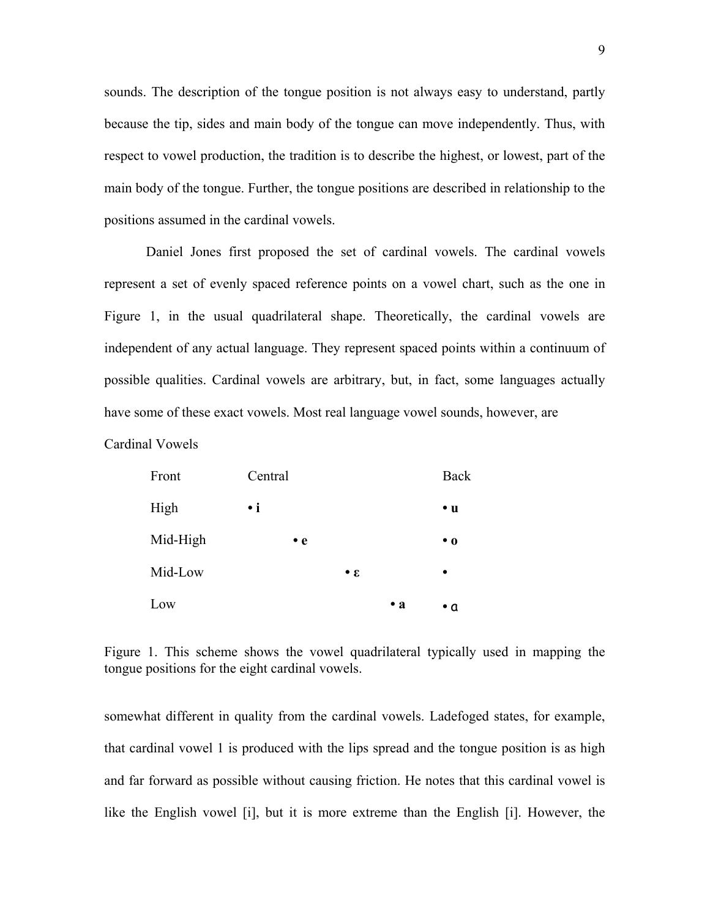sounds. The description of the tongue position is not always easy to understand, partly because the tip, sides and main body of the tongue can move independently. Thus, with respect to vowel production, the tradition is to describe the highest, or lowest, part of the main body of the tongue. Further, the tongue positions are described in relationship to the positions assumed in the cardinal vowels.

Daniel Jones first proposed the set of cardinal vowels. The cardinal vowels represent a set of evenly spaced reference points on a vowel chart, such as the one in Figure 1, in the usual quadrilateral shape. Theoretically, the cardinal vowels are independent of any actual language. They represent spaced points within a continuum of possible qualities. Cardinal vowels are arbitrary, but, in fact, some languages actually have some of these exact vowels. Most real language vowel sounds, however, are somewhat different in quality from the cardinal vowels. Ladefoged states, for example, that cardinal vowel 1 is produced with the lips spread and the tongue position is as high and far forward as possible without causing friction. He notes that this cardinal vowel is like the English vowel [i], but it is more extreme than the English [i]. However, the

Cardinal Vowels

| Front | Central | | | | Back |
|---|---|---|---|---|---|
| High | • **i** | | | | • **u** |
| Mid-High | | • **e** | | | • **o** |
| Mid-Low | | | • **ɛ** | | • |
| Low | | | | • **a** | • ɑ |

Figure 1. This scheme shows the vowel quadrilateral typically used in mapping the tongue positions for the eight cardinal vowels.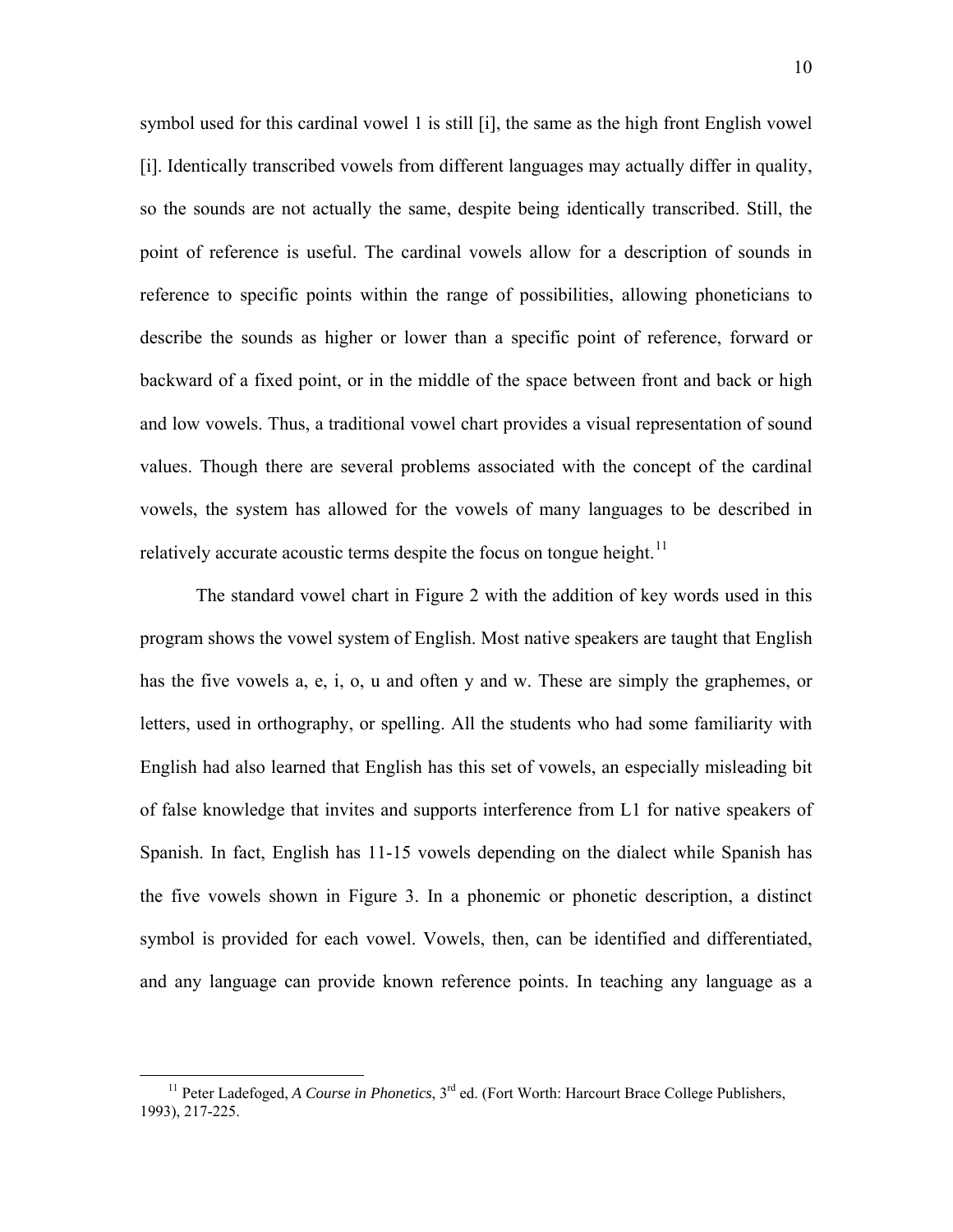symbol used for this cardinal vowel 1 is still [i], the same as the high front English vowel [i]. Identically transcribed vowels from different languages may actually differ in quality, so the sounds are not actually the same, despite being identically transcribed. Still, the point of reference is useful. The cardinal vowels allow for a description of sounds in reference to specific points within the range of possibilities, allowing phoneticians to describe the sounds as higher or lower than a specific point of reference, forward or backward of a fixed point, or in the middle of the space between front and back or high and low vowels. Thus, a traditional vowel chart provides a visual representation of sound values. Though there are several problems associated with the concept of the cardinal vowels, the system has allowed for the vowels of many languages to be described in relatively accurate acoustic terms despite the focus on tongue height.[11]

The standard vowel chart in Figure 2 with the addition of key words used in this program shows the vowel system of English. Most native speakers are taught that English has the five vowels a, e, i, o, u and often y and w. These are simply the graphemes, or letters, used in orthography, or spelling. All the students who had some familiarity with English had also learned that English has this set of vowels, an especially misleading bit of false knowledge that invites and supports interference from L1 for native speakers of Spanish. In fact, English has 11-15 vowels depending on the dialect while Spanish has the five vowels shown in Figure 3. In a phonemic or phonetic description, a distinct symbol is provided for each vowel. Vowels, then, can be identified and differentiated, and any language can provide known reference points. In teaching any language as a

---

[11] Peter Ladefoged, *A Course in Phonetics*, 3rd ed. (Fort Worth: Harcourt Brace College Publishers, 1993), 217-225.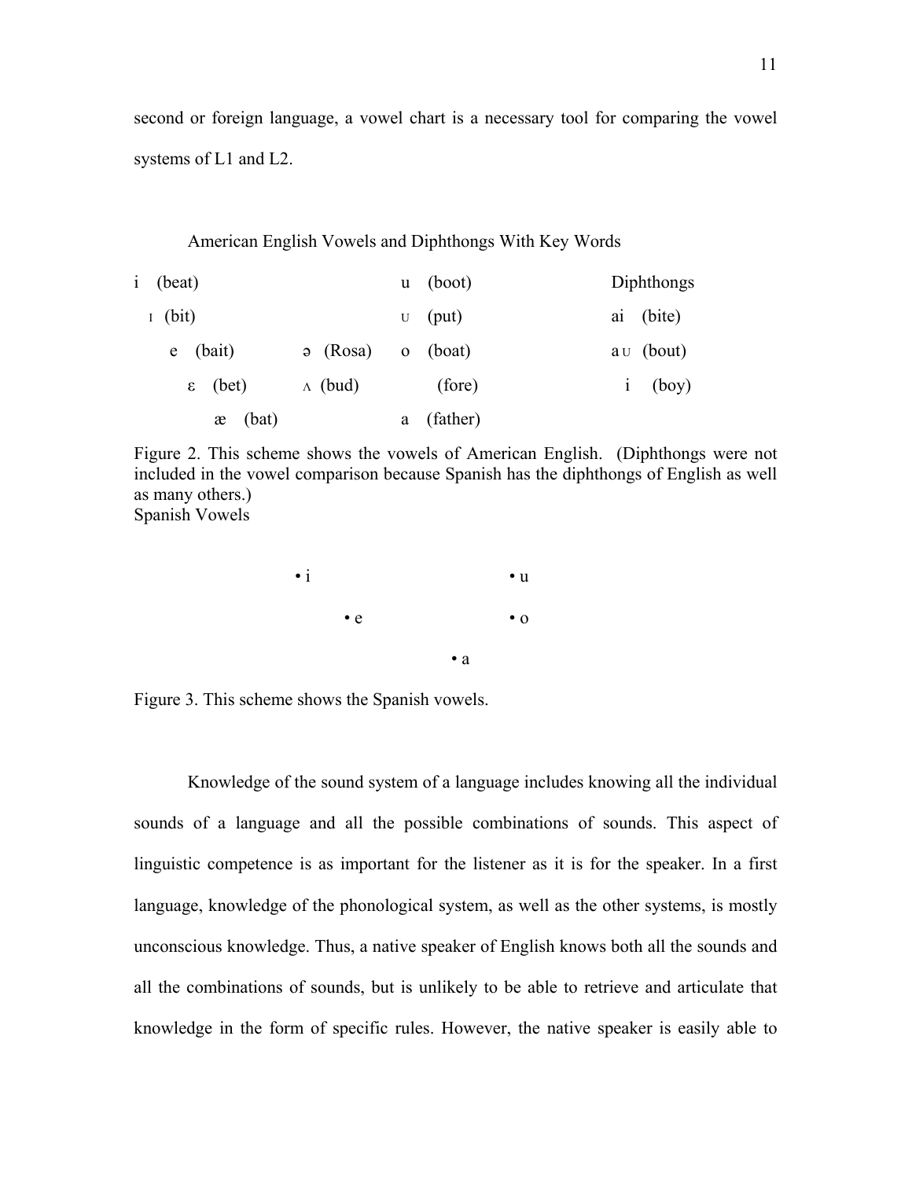second or foreign language, a vowel chart is a necessary tool for comparing the vowel systems of L1 and L2.

American English Vowels and Diphthongs With Key Words

| | | | |
|---|---|---|---|
| i (beat) | | u (boot) | Diphthongs |
| ɪ (bit) | | ʊ (put) | ai (bite) |
| e (bait) | ə (Rosa) | o (boat) | aʊ (bout) |
| ɛ (bet) | ʌ (bud) | (fore) | i (boy) |
| æ (bat) | | a (father) | |

Figure 2. This scheme shows the vowels of American English. (Diphthongs were not included in the vowel comparison because Spanish has the diphthongs of English as well as many others.)

Spanish Vowels

| | | |
|---|---|---|
| • i | | • u |
| • e | | • o |
| | • a | |

Figure 3. This scheme shows the Spanish vowels.

Knowledge of the sound system of a language includes knowing all the individual sounds of a language and all the possible combinations of sounds. This aspect of linguistic competence is as important for the listener as it is for the speaker. In a first language, knowledge of the phonological system, as well as the other systems, is mostly unconscious knowledge. Thus, a native speaker of English knows both all the sounds and all the combinations of sounds, but is unlikely to be able to retrieve and articulate that knowledge in the form of specific rules. However, the native speaker is easily able to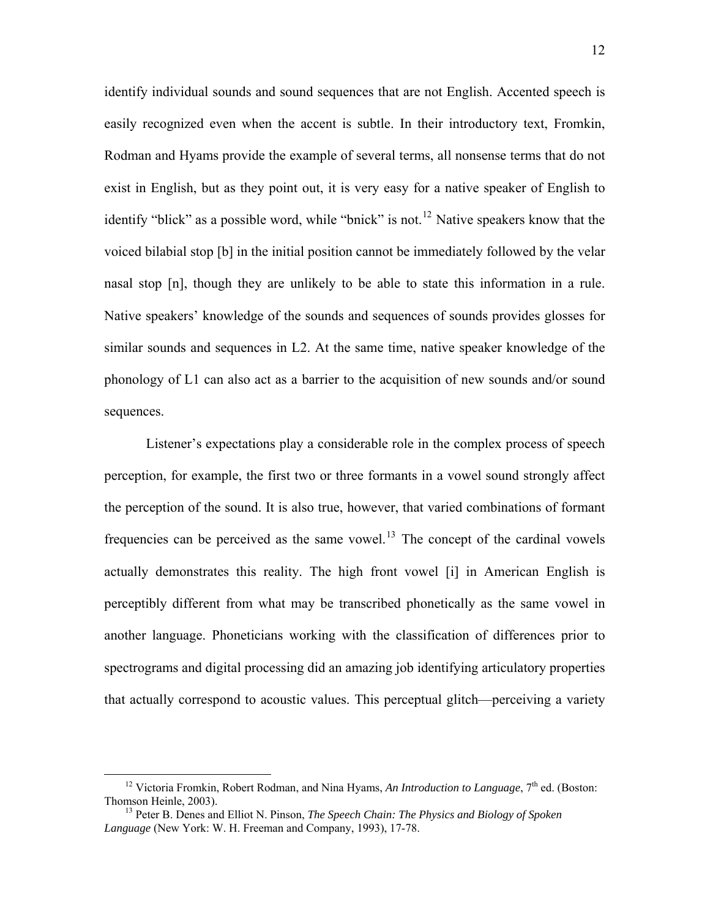identify individual sounds and sound sequences that are not English. Accented speech is easily recognized even when the accent is subtle. In their introductory text, Fromkin, Rodman and Hyams provide the example of several terms, all nonsense terms that do not exist in English, but as they point out, it is very easy for a native speaker of English to identify "blick" as a possible word, while "bnick" is not.[12] Native speakers know that the voiced bilabial stop [b] in the initial position cannot be immediately followed by the velar nasal stop [n], though they are unlikely to be able to state this information in a rule. Native speakers' knowledge of the sounds and sequences of sounds provides glosses for similar sounds and sequences in L2. At the same time, native speaker knowledge of the phonology of L1 can also act as a barrier to the acquisition of new sounds and/or sound sequences.

Listener's expectations play a considerable role in the complex process of speech perception, for example, the first two or three formants in a vowel sound strongly affect the perception of the sound. It is also true, however, that varied combinations of formant frequencies can be perceived as the same vowel.[13] The concept of the cardinal vowels actually demonstrates this reality. The high front vowel [i] in American English is perceptibly different from what may be transcribed phonetically as the same vowel in another language. Phoneticians working with the classification of differences prior to spectrograms and digital processing did an amazing job identifying articulatory properties that actually correspond to acoustic values. This perceptual glitch—perceiving a variety

---

[12] Victoria Fromkin, Robert Rodman, and Nina Hyams, *An Introduction to Language*, 7th ed. (Boston: Thomson Heinle, 2003).

[13] Peter B. Denes and Elliot N. Pinson, *The Speech Chain: The Physics and Biology of Spoken Language* (New York: W. H. Freeman and Company, 1993), 17-78.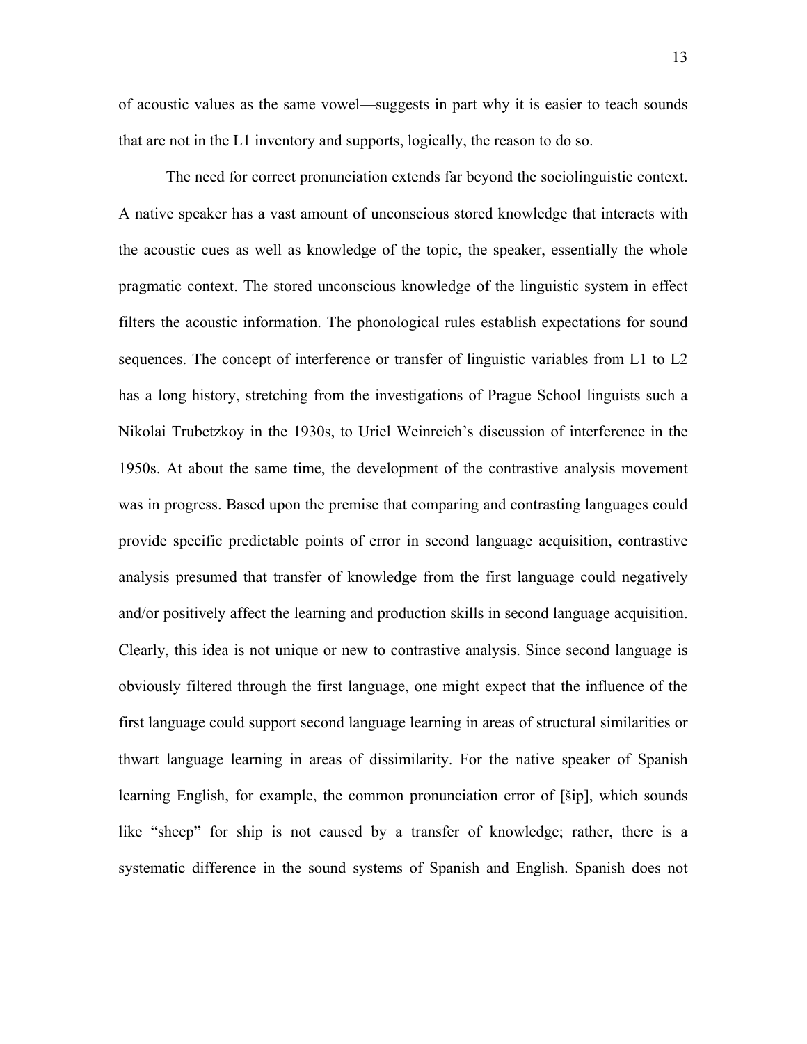of acoustic values as the same vowel—suggests in part why it is easier to teach sounds that are not in the L1 inventory and supports, logically, the reason to do so.

The need for correct pronunciation extends far beyond the sociolinguistic context. A native speaker has a vast amount of unconscious stored knowledge that interacts with the acoustic cues as well as knowledge of the topic, the speaker, essentially the whole pragmatic context. The stored unconscious knowledge of the linguistic system in effect filters the acoustic information. The phonological rules establish expectations for sound sequences. The concept of interference or transfer of linguistic variables from L1 to L2 has a long history, stretching from the investigations of Prague School linguists such a Nikolai Trubetzkoy in the 1930s, to Uriel Weinreich's discussion of interference in the 1950s. At about the same time, the development of the contrastive analysis movement was in progress. Based upon the premise that comparing and contrasting languages could provide specific predictable points of error in second language acquisition, contrastive analysis presumed that transfer of knowledge from the first language could negatively and/or positively affect the learning and production skills in second language acquisition. Clearly, this idea is not unique or new to contrastive analysis. Since second language is obviously filtered through the first language, one might expect that the influence of the first language could support second language learning in areas of structural similarities or thwart language learning in areas of dissimilarity. For the native speaker of Spanish learning English, for example, the common pronunciation error of [šip], which sounds like "sheep" for ship is not caused by a transfer of knowledge; rather, there is a systematic difference in the sound systems of Spanish and English. Spanish does not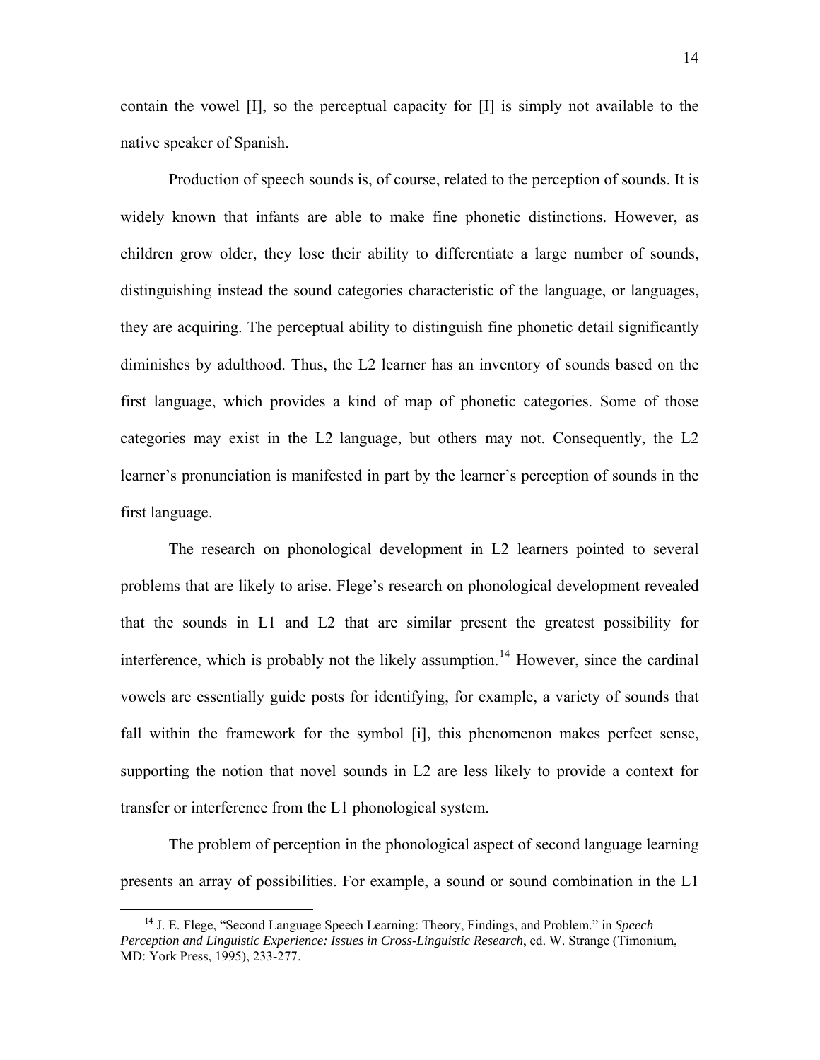contain the vowel [I], so the perceptual capacity for [I] is simply not available to the native speaker of Spanish.

Production of speech sounds is, of course, related to the perception of sounds. It is widely known that infants are able to make fine phonetic distinctions. However, as children grow older, they lose their ability to differentiate a large number of sounds, distinguishing instead the sound categories characteristic of the language, or languages, they are acquiring. The perceptual ability to distinguish fine phonetic detail significantly diminishes by adulthood. Thus, the L2 learner has an inventory of sounds based on the first language, which provides a kind of map of phonetic categories. Some of those categories may exist in the L2 language, but others may not. Consequently, the L2 learner's pronunciation is manifested in part by the learner's perception of sounds in the first language.

The research on phonological development in L2 learners pointed to several problems that are likely to arise. Flege's research on phonological development revealed that the sounds in L1 and L2 that are similar present the greatest possibility for interference, which is probably not the likely assumption.[14] However, since the cardinal vowels are essentially guide posts for identifying, for example, a variety of sounds that fall within the framework for the symbol [i], this phenomenon makes perfect sense, supporting the notion that novel sounds in L2 are less likely to provide a context for transfer or interference from the L1 phonological system.

The problem of perception in the phonological aspect of second language learning presents an array of possibilities. For example, a sound or sound combination in the L1

---

[14] J. E. Flege, "Second Language Speech Learning: Theory, Findings, and Problem." in *Speech Perception and Linguistic Experience: Issues in Cross-Linguistic Research*, ed. W. Strange (Timonium, MD: York Press, 1995), 233-277.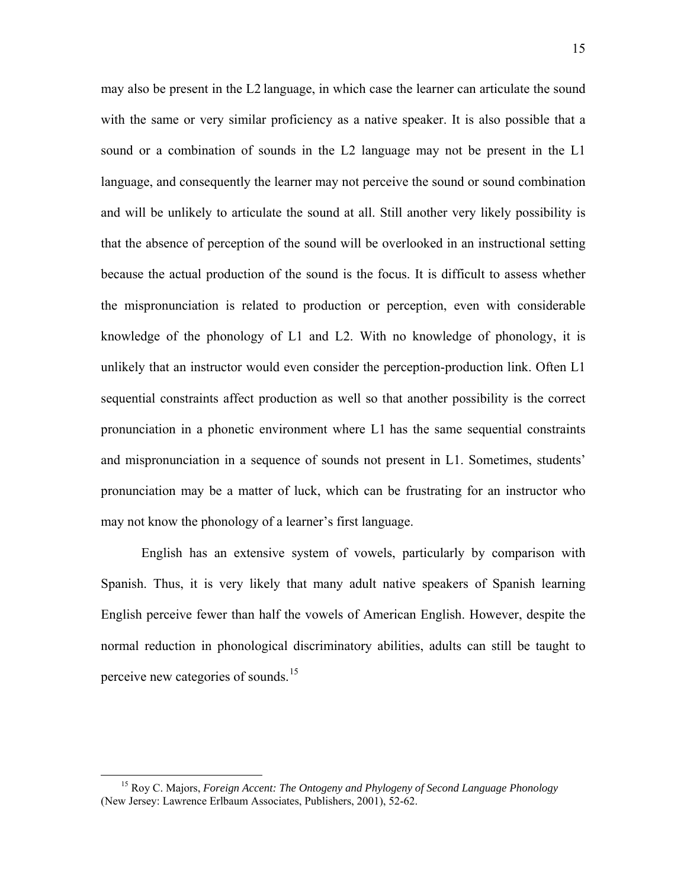may also be present in the L2 language, in which case the learner can articulate the sound with the same or very similar proficiency as a native speaker. It is also possible that a sound or a combination of sounds in the L2 language may not be present in the L1 language, and consequently the learner may not perceive the sound or sound combination and will be unlikely to articulate the sound at all. Still another very likely possibility is that the absence of perception of the sound will be overlooked in an instructional setting because the actual production of the sound is the focus. It is difficult to assess whether the mispronunciation is related to production or perception, even with considerable knowledge of the phonology of L1 and L2. With no knowledge of phonology, it is unlikely that an instructor would even consider the perception-production link. Often L1 sequential constraints affect production as well so that another possibility is the correct pronunciation in a phonetic environment where L1 has the same sequential constraints and mispronunciation in a sequence of sounds not present in L1. Sometimes, students' pronunciation may be a matter of luck, which can be frustrating for an instructor who may not know the phonology of a learner's first language.

English has an extensive system of vowels, particularly by comparison with Spanish. Thus, it is very likely that many adult native speakers of Spanish learning English perceive fewer than half the vowels of American English. However, despite the normal reduction in phonological discriminatory abilities, adults can still be taught to perceive new categories of sounds.[15]

---

[15] Roy C. Majors, *Foreign Accent: The Ontogeny and Phylogeny of Second Language Phonology* (New Jersey: Lawrence Erlbaum Associates, Publishers, 2001), 52-62.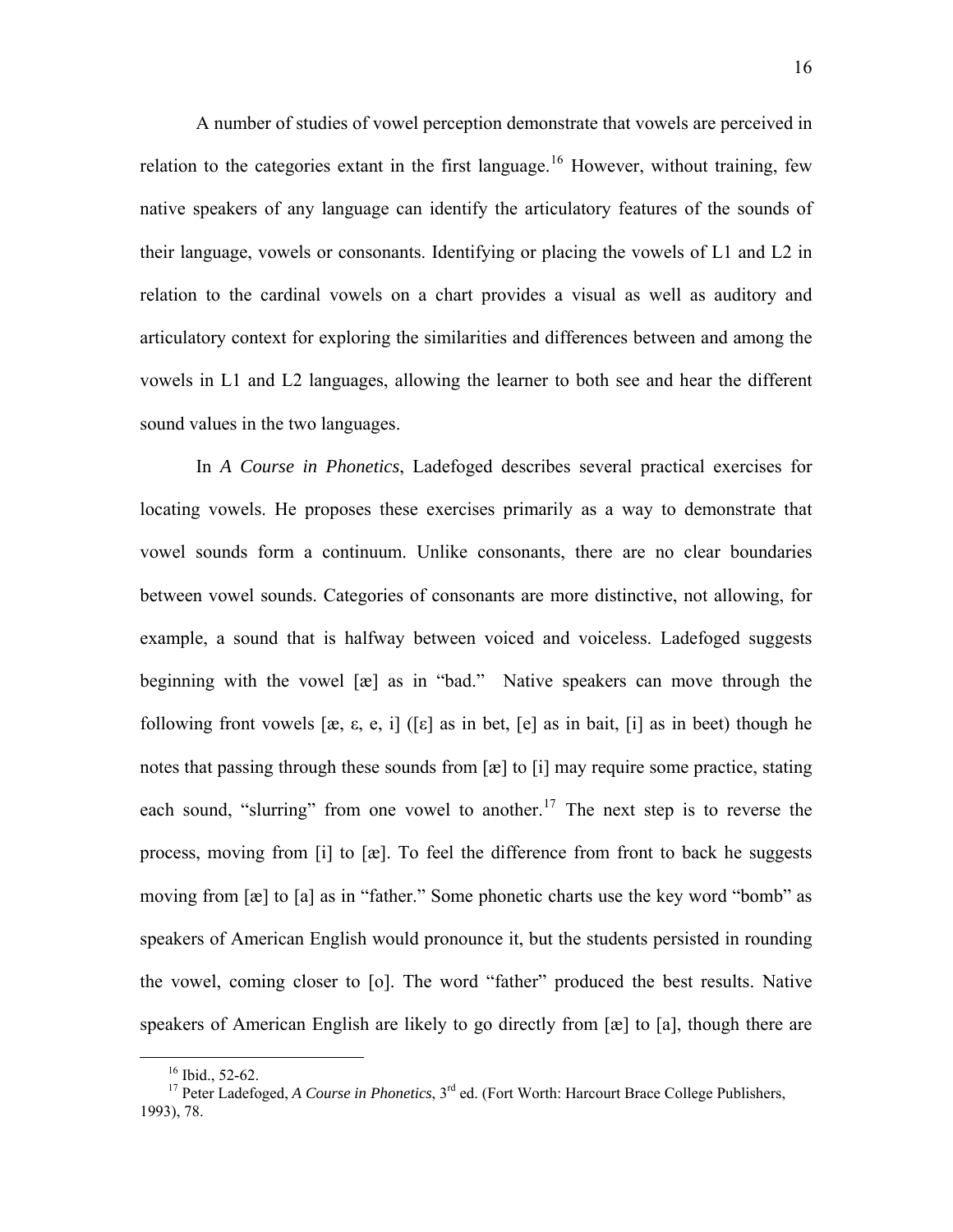A number of studies of vowel perception demonstrate that vowels are perceived in relation to the categories extant in the first language.[16] However, without training, few native speakers of any language can identify the articulatory features of the sounds of their language, vowels or consonants. Identifying or placing the vowels of L1 and L2 in relation to the cardinal vowels on a chart provides a visual as well as auditory and articulatory context for exploring the similarities and differences between and among the vowels in L1 and L2 languages, allowing the learner to both see and hear the different sound values in the two languages.

In *A Course in Phonetics*, Ladefoged describes several practical exercises for locating vowels. He proposes these exercises primarily as a way to demonstrate that vowel sounds form a continuum. Unlike consonants, there are no clear boundaries between vowel sounds. Categories of consonants are more distinctive, not allowing, for example, a sound that is halfway between voiced and voiceless. Ladefoged suggests beginning with the vowel [æ] as in "bad." Native speakers can move through the following front vowels [æ, ɛ, e, i] ([ɛ] as in bet, [e] as in bait, [i] as in beet) though he notes that passing through these sounds from [æ] to [i] may require some practice, stating each sound, "slurring" from one vowel to another.[17] The next step is to reverse the process, moving from [i] to [æ]. To feel the difference from front to back he suggests moving from [æ] to [a] as in "father." Some phonetic charts use the key word "bomb" as speakers of American English would pronounce it, but the students persisted in rounding the vowel, coming closer to [o]. The word "father" produced the best results. Native speakers of American English are likely to go directly from [æ] to [a], though there are

[16] Ibid., 52-62.

[17] Peter Ladefoged, *A Course in Phonetics*, 3rd ed. (Fort Worth: Harcourt Brace College Publishers, 1993), 78.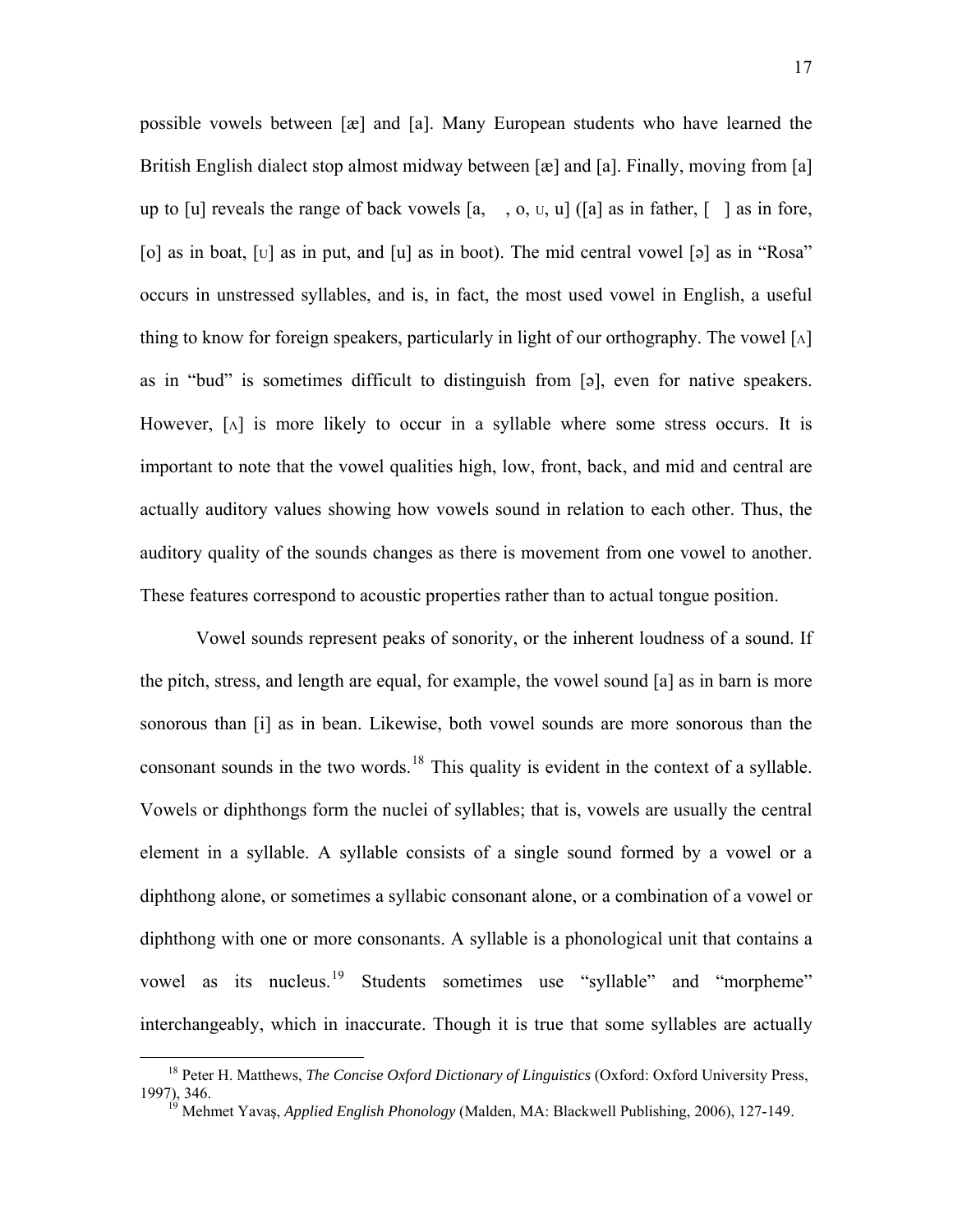possible vowels between [æ] and [a]. Many European students who have learned the British English dialect stop almost midway between [æ] and [a]. Finally, moving from [a] up to [u] reveals the range of back vowels [a, , o, ᴜ, u] ([a] as in father, [ ] as in fore, [o] as in boat, [ᴜ] as in put, and [u] as in boot). The mid central vowel [ə] as in "Rosa" occurs in unstressed syllables, and is, in fact, the most used vowel in English, a useful thing to know for foreign speakers, particularly in light of our orthography. The vowel [ʌ] as in "bud" is sometimes difficult to distinguish from [ə], even for native speakers. However, [ʌ] is more likely to occur in a syllable where some stress occurs. It is important to note that the vowel qualities high, low, front, back, and mid and central are actually auditory values showing how vowels sound in relation to each other. Thus, the auditory quality of the sounds changes as there is movement from one vowel to another. These features correspond to acoustic properties rather than to actual tongue position.

Vowel sounds represent peaks of sonority, or the inherent loudness of a sound. If the pitch, stress, and length are equal, for example, the vowel sound [a] as in barn is more sonorous than [i] as in bean. Likewise, both vowel sounds are more sonorous than the consonant sounds in the two words.[18] This quality is evident in the context of a syllable. Vowels or diphthongs form the nuclei of syllables; that is, vowels are usually the central element in a syllable. A syllable consists of a single sound formed by a vowel or a diphthong alone, or sometimes a syllabic consonant alone, or a combination of a vowel or diphthong with one or more consonants. A syllable is a phonological unit that contains a vowel as its nucleus.[19] Students sometimes use "syllable" and "morpheme" interchangeably, which in inaccurate. Though it is true that some syllables are actually

---

[18] Peter H. Matthews, *The Concise Oxford Dictionary of Linguistics* (Oxford: Oxford University Press, 1997), 346.

[19] Mehmet Yavaş, *Applied English Phonology* (Malden, MA: Blackwell Publishing, 2006), 127-149.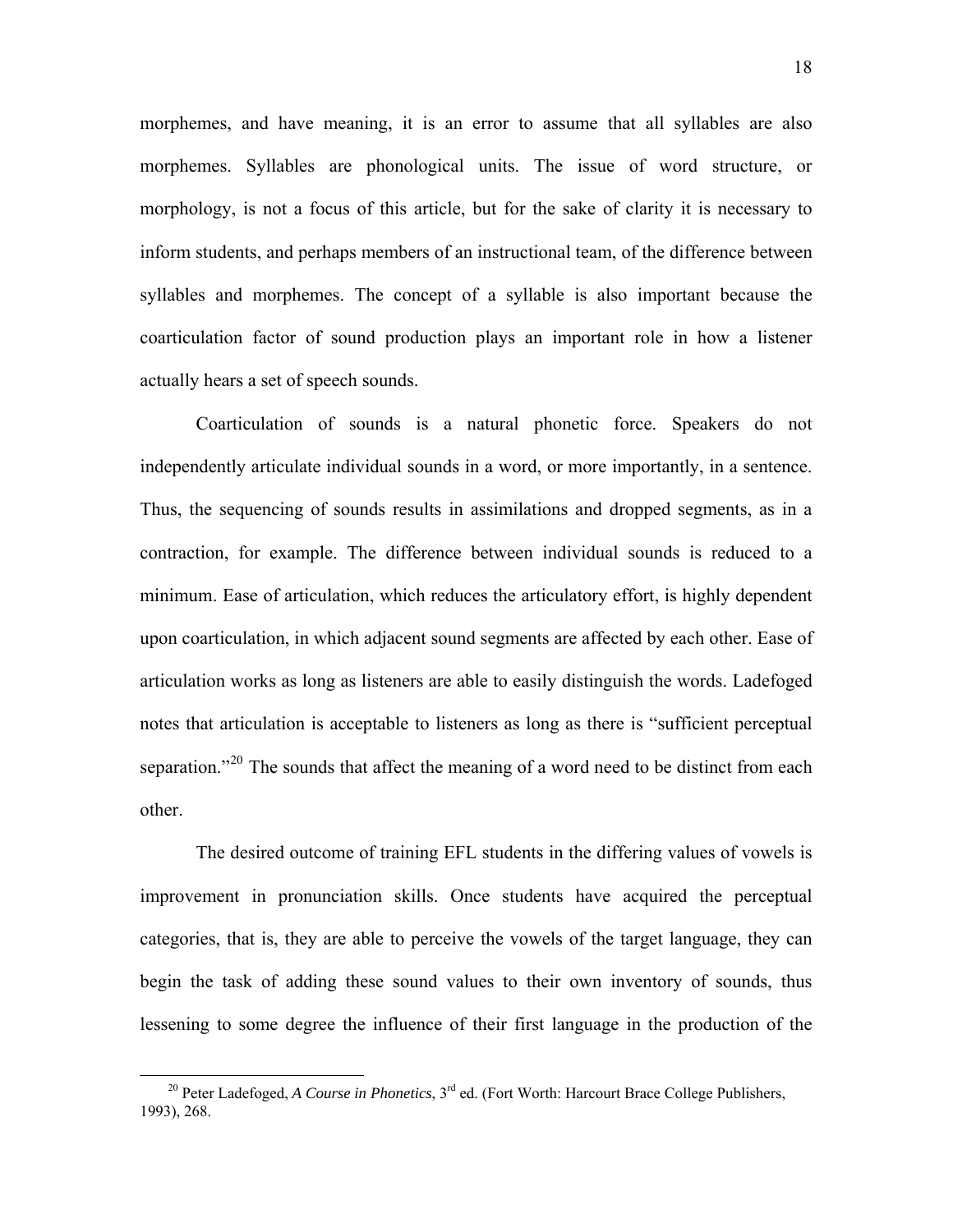morphemes, and have meaning, it is an error to assume that all syllables are also morphemes. Syllables are phonological units. The issue of word structure, or morphology, is not a focus of this article, but for the sake of clarity it is necessary to inform students, and perhaps members of an instructional team, of the difference between syllables and morphemes. The concept of a syllable is also important because the coarticulation factor of sound production plays an important role in how a listener actually hears a set of speech sounds.

Coarticulation of sounds is a natural phonetic force. Speakers do not independently articulate individual sounds in a word, or more importantly, in a sentence. Thus, the sequencing of sounds results in assimilations and dropped segments, as in a contraction, for example. The difference between individual sounds is reduced to a minimum. Ease of articulation, which reduces the articulatory effort, is highly dependent upon coarticulation, in which adjacent sound segments are affected by each other. Ease of articulation works as long as listeners are able to easily distinguish the words. Ladefoged notes that articulation is acceptable to listeners as long as there is "sufficient perceptual separation."[20] The sounds that affect the meaning of a word need to be distinct from each other.

The desired outcome of training EFL students in the differing values of vowels is improvement in pronunciation skills. Once students have acquired the perceptual categories, that is, they are able to perceive the vowels of the target language, they can begin the task of adding these sound values to their own inventory of sounds, thus lessening to some degree the influence of their first language in the production of the

---

[20] Peter Ladefoged, *A Course in Phonetics*, 3rd ed. (Fort Worth: Harcourt Brace College Publishers, 1993), 268.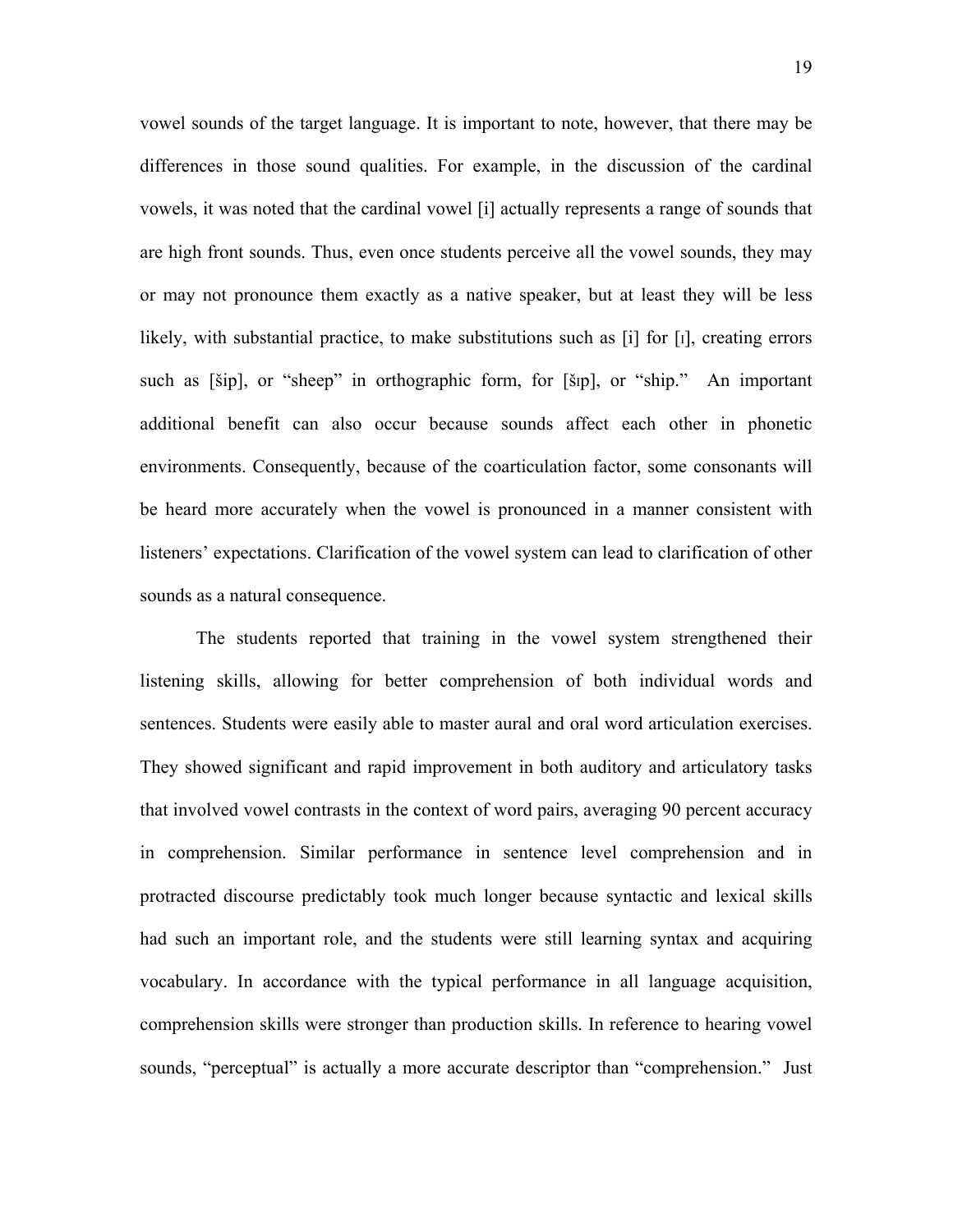vowel sounds of the target language. It is important to note, however, that there may be differences in those sound qualities. For example, in the discussion of the cardinal vowels, it was noted that the cardinal vowel [i] actually represents a range of sounds that are high front sounds. Thus, even once students perceive all the vowel sounds, they may or may not pronounce them exactly as a native speaker, but at least they will be less likely, with substantial practice, to make substitutions such as [i] for [ɪ], creating errors such as [šip], or "sheep" in orthographic form, for [šɪp], or "ship." An important additional benefit can also occur because sounds affect each other in phonetic environments. Consequently, because of the coarticulation factor, some consonants will be heard more accurately when the vowel is pronounced in a manner consistent with listeners' expectations. Clarification of the vowel system can lead to clarification of other sounds as a natural consequence.

The students reported that training in the vowel system strengthened their listening skills, allowing for better comprehension of both individual words and sentences. Students were easily able to master aural and oral word articulation exercises. They showed significant and rapid improvement in both auditory and articulatory tasks that involved vowel contrasts in the context of word pairs, averaging 90 percent accuracy in comprehension. Similar performance in sentence level comprehension and in protracted discourse predictably took much longer because syntactic and lexical skills had such an important role, and the students were still learning syntax and acquiring vocabulary. In accordance with the typical performance in all language acquisition, comprehension skills were stronger than production skills. In reference to hearing vowel sounds, "perceptual" is actually a more accurate descriptor than "comprehension." Just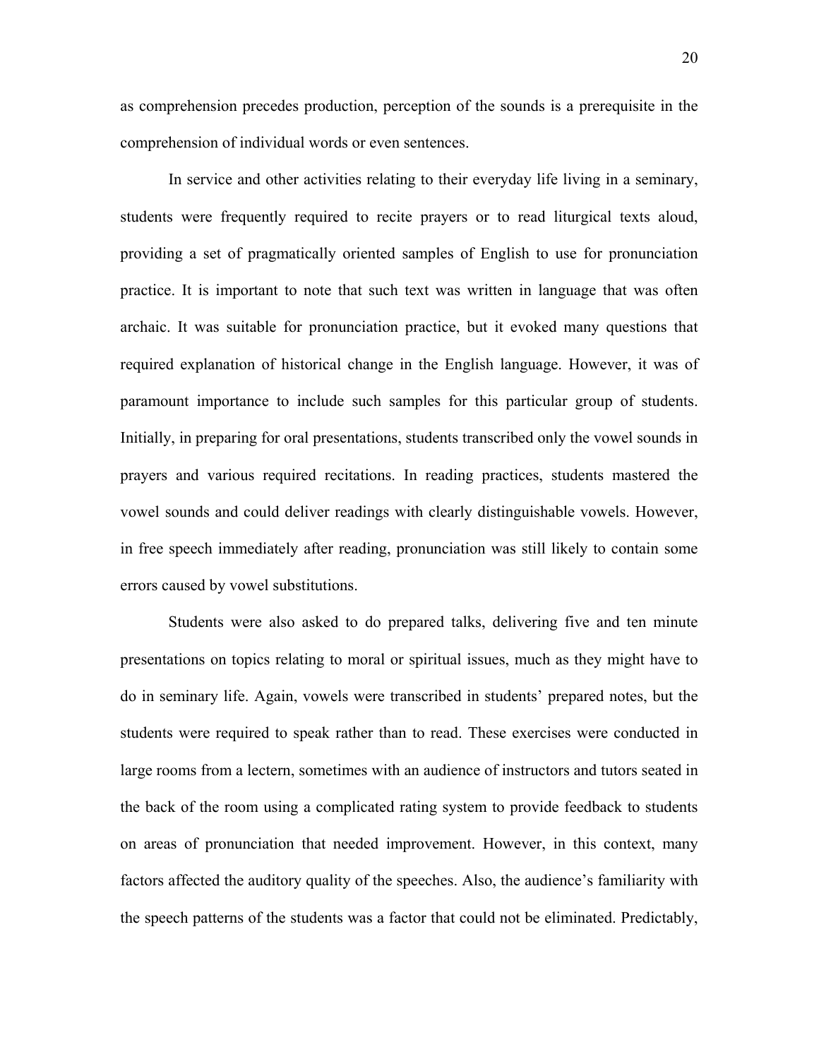as comprehension precedes production, perception of the sounds is a prerequisite in the comprehension of individual words or even sentences.

In service and other activities relating to their everyday life living in a seminary, students were frequently required to recite prayers or to read liturgical texts aloud, providing a set of pragmatically oriented samples of English to use for pronunciation practice. It is important to note that such text was written in language that was often archaic. It was suitable for pronunciation practice, but it evoked many questions that required explanation of historical change in the English language. However, it was of paramount importance to include such samples for this particular group of students. Initially, in preparing for oral presentations, students transcribed only the vowel sounds in prayers and various required recitations. In reading practices, students mastered the vowel sounds and could deliver readings with clearly distinguishable vowels. However, in free speech immediately after reading, pronunciation was still likely to contain some errors caused by vowel substitutions.

Students were also asked to do prepared talks, delivering five and ten minute presentations on topics relating to moral or spiritual issues, much as they might have to do in seminary life. Again, vowels were transcribed in students' prepared notes, but the students were required to speak rather than to read. These exercises were conducted in large rooms from a lectern, sometimes with an audience of instructors and tutors seated in the back of the room using a complicated rating system to provide feedback to students on areas of pronunciation that needed improvement. However, in this context, many factors affected the auditory quality of the speeches. Also, the audience's familiarity with the speech patterns of the students was a factor that could not be eliminated. Predictably,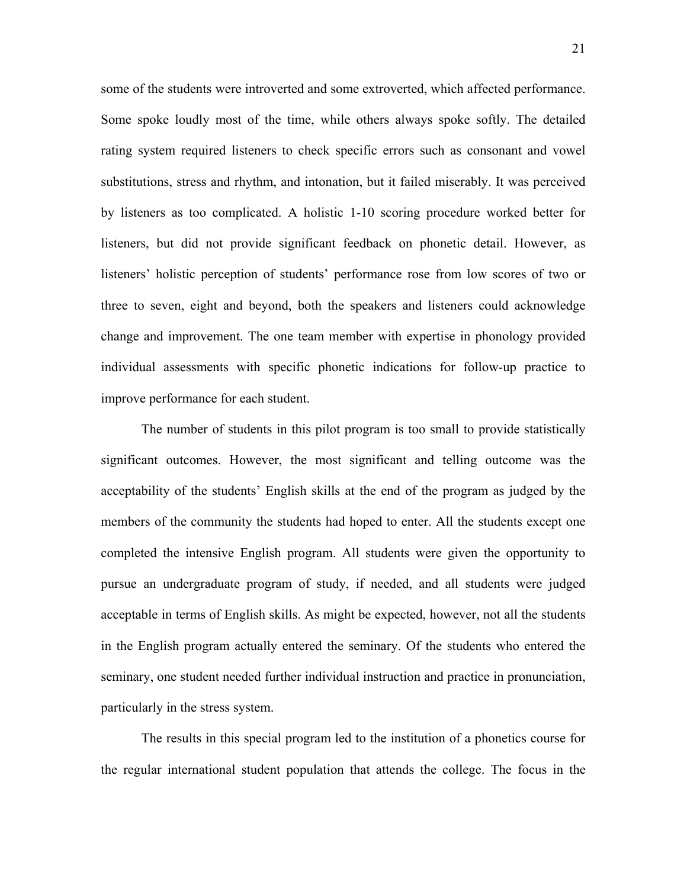some of the students were introverted and some extroverted, which affected performance. Some spoke loudly most of the time, while others always spoke softly. The detailed rating system required listeners to check specific errors such as consonant and vowel substitutions, stress and rhythm, and intonation, but it failed miserably. It was perceived by listeners as too complicated. A holistic 1-10 scoring procedure worked better for listeners, but did not provide significant feedback on phonetic detail. However, as listeners' holistic perception of students' performance rose from low scores of two or three to seven, eight and beyond, both the speakers and listeners could acknowledge change and improvement. The one team member with expertise in phonology provided individual assessments with specific phonetic indications for follow-up practice to improve performance for each student.

The number of students in this pilot program is too small to provide statistically significant outcomes. However, the most significant and telling outcome was the acceptability of the students' English skills at the end of the program as judged by the members of the community the students had hoped to enter. All the students except one completed the intensive English program. All students were given the opportunity to pursue an undergraduate program of study, if needed, and all students were judged acceptable in terms of English skills. As might be expected, however, not all the students in the English program actually entered the seminary. Of the students who entered the seminary, one student needed further individual instruction and practice in pronunciation, particularly in the stress system.

The results in this special program led to the institution of a phonetics course for the regular international student population that attends the college. The focus in the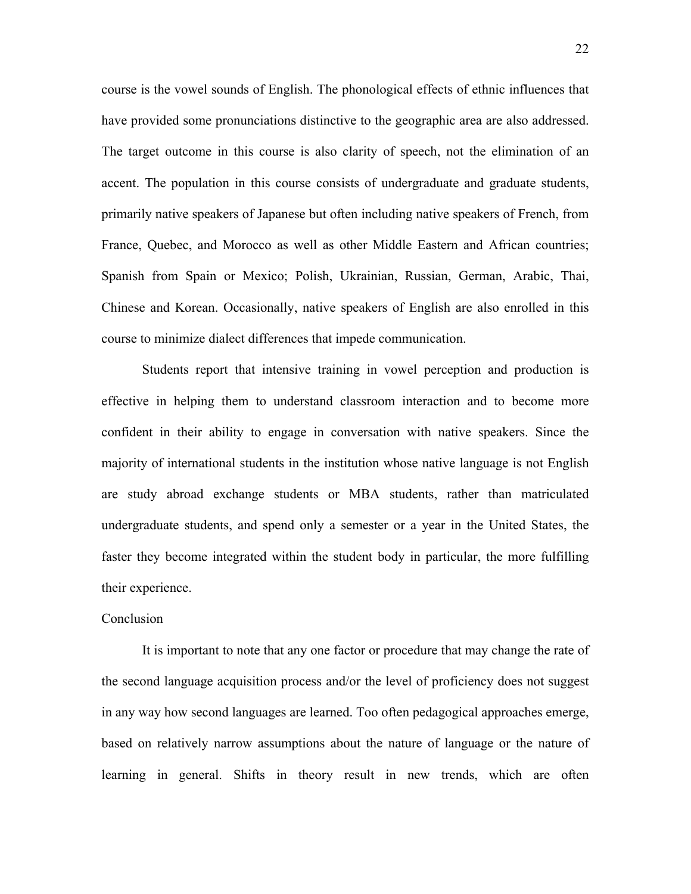course is the vowel sounds of English. The phonological effects of ethnic influences that have provided some pronunciations distinctive to the geographic area are also addressed. The target outcome in this course is also clarity of speech, not the elimination of an accent. The population in this course consists of undergraduate and graduate students, primarily native speakers of Japanese but often including native speakers of French, from France, Quebec, and Morocco as well as other Middle Eastern and African countries; Spanish from Spain or Mexico; Polish, Ukrainian, Russian, German, Arabic, Thai, Chinese and Korean. Occasionally, native speakers of English are also enrolled in this course to minimize dialect differences that impede communication.

Students report that intensive training in vowel perception and production is effective in helping them to understand classroom interaction and to become more confident in their ability to engage in conversation with native speakers. Since the majority of international students in the institution whose native language is not English are study abroad exchange students or MBA students, rather than matriculated undergraduate students, and spend only a semester or a year in the United States, the faster they become integrated within the student body in particular, the more fulfilling their experience.

## Conclusion

It is important to note that any one factor or procedure that may change the rate of the second language acquisition process and/or the level of proficiency does not suggest in any way how second languages are learned. Too often pedagogical approaches emerge, based on relatively narrow assumptions about the nature of language or the nature of learning in general. Shifts in theory result in new trends, which are often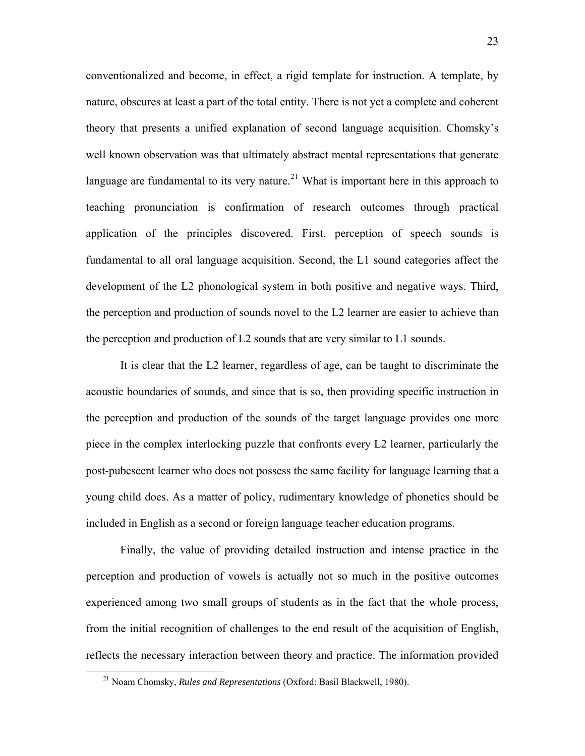conventionalized and become, in effect, a rigid template for instruction. A template, by nature, obscures at least a part of the total entity. There is not yet a complete and coherent theory that presents a unified explanation of second language acquisition. Chomsky's well known observation was that ultimately abstract mental representations that generate language are fundamental to its very nature.[21] What is important here in this approach to teaching pronunciation is confirmation of research outcomes through practical application of the principles discovered. First, perception of speech sounds is fundamental to all oral language acquisition. Second, the L1 sound categories affect the development of the L2 phonological system in both positive and negative ways. Third, the perception and production of sounds novel to the L2 learner are easier to achieve than the perception and production of L2 sounds that are very similar to L1 sounds.

It is clear that the L2 learner, regardless of age, can be taught to discriminate the acoustic boundaries of sounds, and since that is so, then providing specific instruction in the perception and production of the sounds of the target language provides one more piece in the complex interlocking puzzle that confronts every L2 learner, particularly the post-pubescent learner who does not possess the same facility for language learning that a young child does. As a matter of policy, rudimentary knowledge of phonetics should be included in English as a second or foreign language teacher education programs.

Finally, the value of providing detailed instruction and intense practice in the perception and production of vowels is actually not so much in the positive outcomes experienced among two small groups of students as in the fact that the whole process, from the initial recognition of challenges to the end result of the acquisition of English, reflects the necessary interaction between theory and practice. The information provided

---

[21] Noam Chomsky, *Rules and Representations* (Oxford: Basil Blackwell, 1980).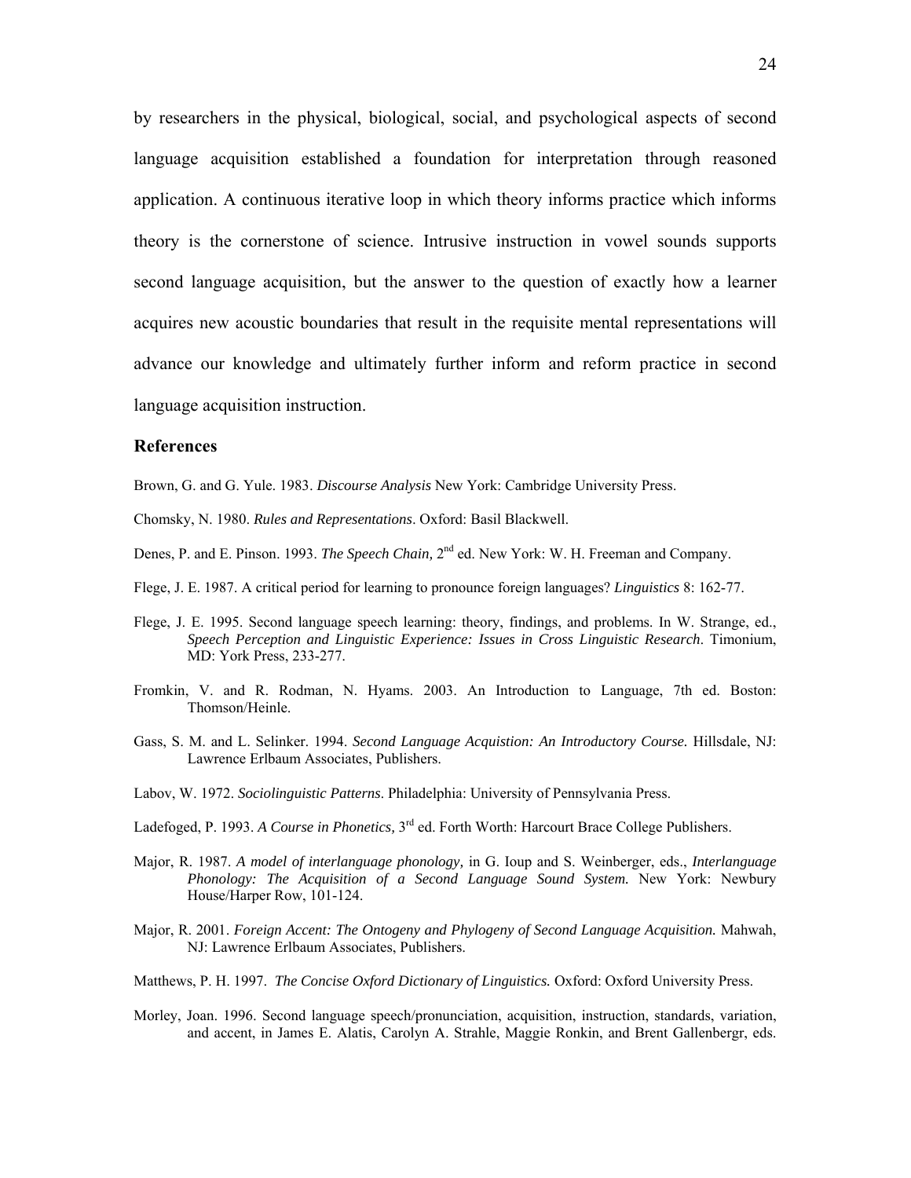by researchers in the physical, biological, social, and psychological aspects of second language acquisition established a foundation for interpretation through reasoned application. A continuous iterative loop in which theory informs practice which informs theory is the cornerstone of science. Intrusive instruction in vowel sounds supports second language acquisition, but the answer to the question of exactly how a learner acquires new acoustic boundaries that result in the requisite mental representations will advance our knowledge and ultimately further inform and reform practice in second language acquisition instruction.

## References

Brown, G. and G. Yule. 1983. *Discourse Analysis* New York: Cambridge University Press.

Chomsky, N. 1980. *Rules and Representations*. Oxford: Basil Blackwell.

Denes, P. and E. Pinson. 1993. *The Speech Chain,* 2nd ed. New York: W. H. Freeman and Company.

Flege, J. E. 1987. A critical period for learning to pronounce foreign languages? *Linguistics* 8: 162-77.

Flege, J. E. 1995. Second language speech learning: theory, findings, and problems. In W. Strange, ed., *Speech Perception and Linguistic Experience: Issues in Cross Linguistic Research*. Timonium, MD: York Press, 233-277.

Fromkin, V. and R. Rodman, N. Hyams. 2003. An Introduction to Language, 7th ed. Boston: Thomson/Heinle.

Gass, S. M. and L. Selinker. 1994. *Second Language Acquistion: An Introductory Course.* Hillsdale, NJ: Lawrence Erlbaum Associates, Publishers.

Labov, W. 1972. *Sociolinguistic Patterns*. Philadelphia: University of Pennsylvania Press.

Ladefoged, P. 1993. *A Course in Phonetics,* 3rd ed. Forth Worth: Harcourt Brace College Publishers.

Major, R. 1987. *A model of interlanguage phonology,* in G. Ioup and S. Weinberger, eds., *Interlanguage Phonology: The Acquisition of a Second Language Sound System.* New York: Newbury House/Harper Row, 101-124.

Major, R. 2001. *Foreign Accent: The Ontogeny and Phylogeny of Second Language Acquisition.* Mahwah, NJ: Lawrence Erlbaum Associates, Publishers.

Matthews, P. H. 1997. *The Concise Oxford Dictionary of Linguistics.* Oxford: Oxford University Press.

Morley, Joan. 1996. Second language speech/pronunciation, acquisition, instruction, standards, variation, and accent, in James E. Alatis, Carolyn A. Strahle, Maggie Ronkin, and Brent Gallenbergr, eds.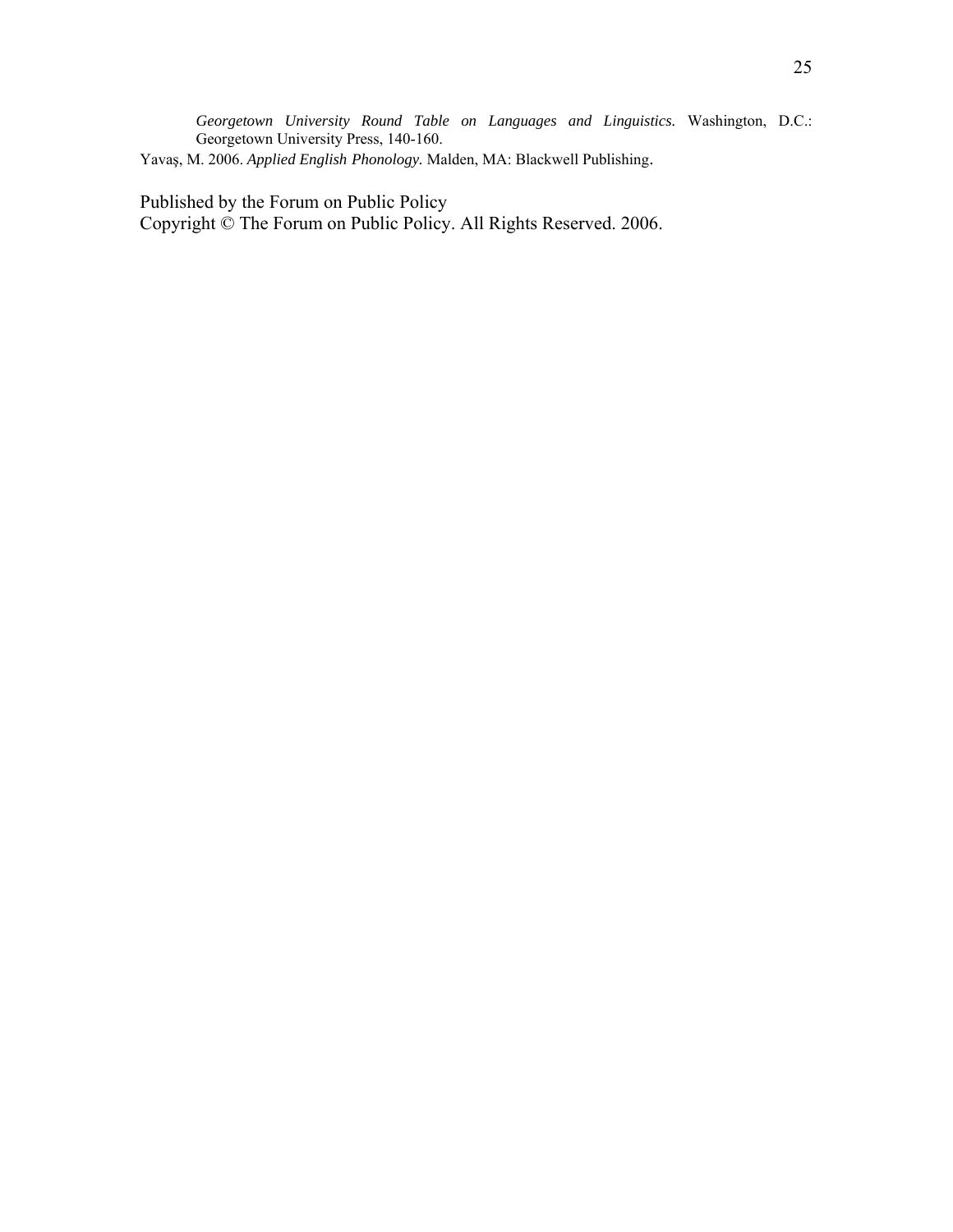*Georgetown University Round Table on Languages and Linguistics.* Washington, D.C.: Georgetown University Press, 140-160.

Yavaş, M. 2006. *Applied English Phonology.* Malden, MA: Blackwell Publishing.

Published by the Forum on Public Policy
Copyright © The Forum on Public Policy. All Rights Reserved. 2006.